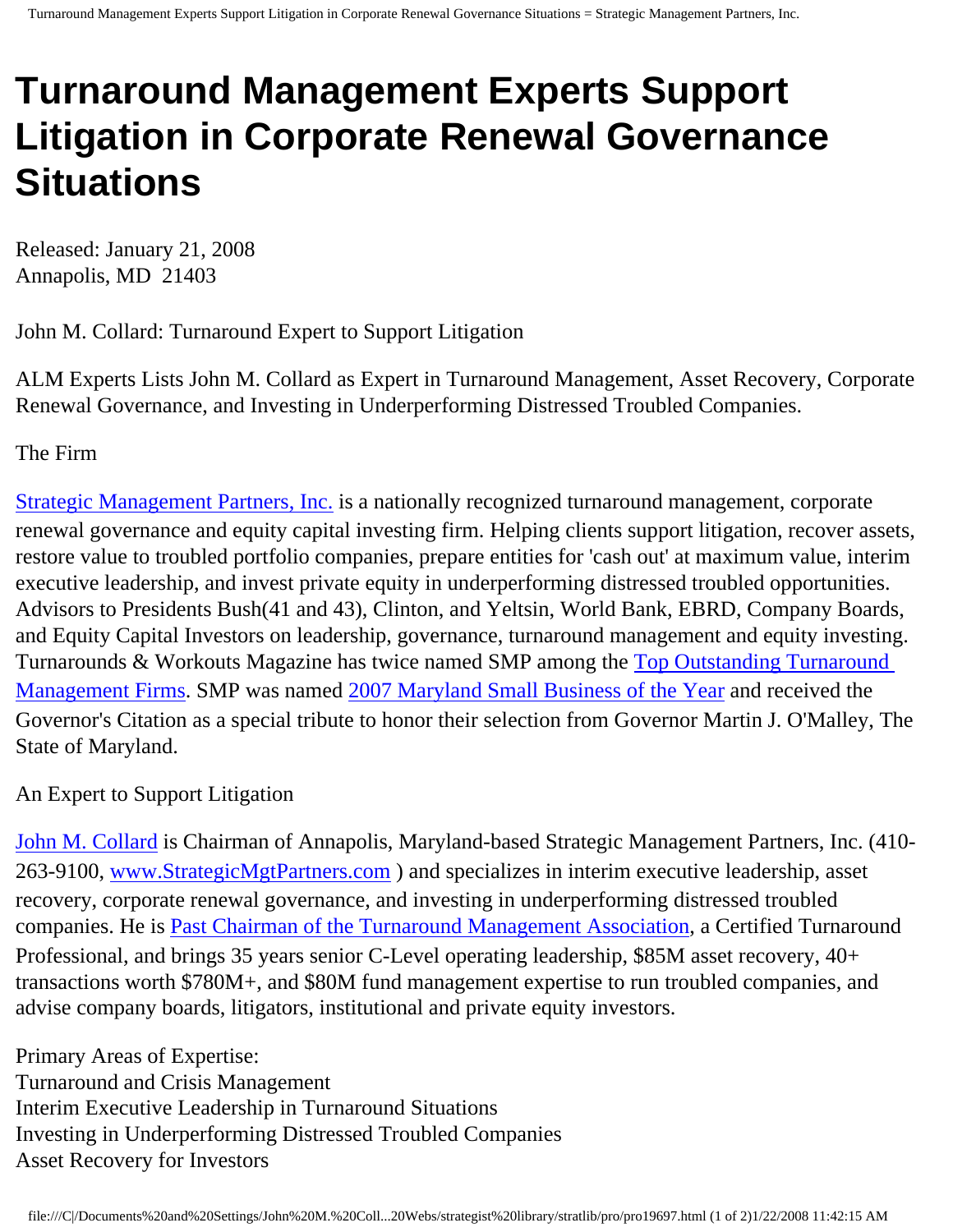# Turnaround Management Experts Support Litigation in Corporate Renewal Governance Situations

Released: January 21, 2008
Annapolis, MD 21403

John M. Collard: Turnaround Expert to Support Litigation

ALM Experts Lists John M. Collard as Expert in Turnaround Management, Asset Recovery, Corporate Renewal Governance, and Investing in Underperforming Distressed Troubled Companies.

The Firm

Strategic Management Partners, Inc. is a nationally recognized turnaround management, corporate renewal governance and equity capital investing firm. Helping clients support litigation, recover assets, restore value to troubled portfolio companies, prepare entities for 'cash out' at maximum value, interim executive leadership, and invest private equity in underperforming distressed troubled opportunities. Advisors to Presidents Bush(41 and 43), Clinton, and Yeltsin, World Bank, EBRD, Company Boards, and Equity Capital Investors on leadership, governance, turnaround management and equity investing. Turnarounds & Workouts Magazine has twice named SMP among the Top Outstanding Turnaround Management Firms. SMP was named 2007 Maryland Small Business of the Year and received the Governor's Citation as a special tribute to honor their selection from Governor Martin J. O'Malley, The State of Maryland.

An Expert to Support Litigation

John M. Collard is Chairman of Annapolis, Maryland-based Strategic Management Partners, Inc. (410-263-9100, www.StrategicMgtPartners.com ) and specializes in interim executive leadership, asset recovery, corporate renewal governance, and investing in underperforming distressed troubled companies. He is Past Chairman of the Turnaround Management Association, a Certified Turnaround Professional, and brings 35 years senior C-Level operating leadership, $85M asset recovery, 40+ transactions worth $780M+, and $80M fund management expertise to run troubled companies, and advise company boards, litigators, institutional and private equity investors.

Primary Areas of Expertise:
Turnaround and Crisis Management
Interim Executive Leadership in Turnaround Situations
Investing in Underperforming Distressed Troubled Companies
Asset Recovery for Investors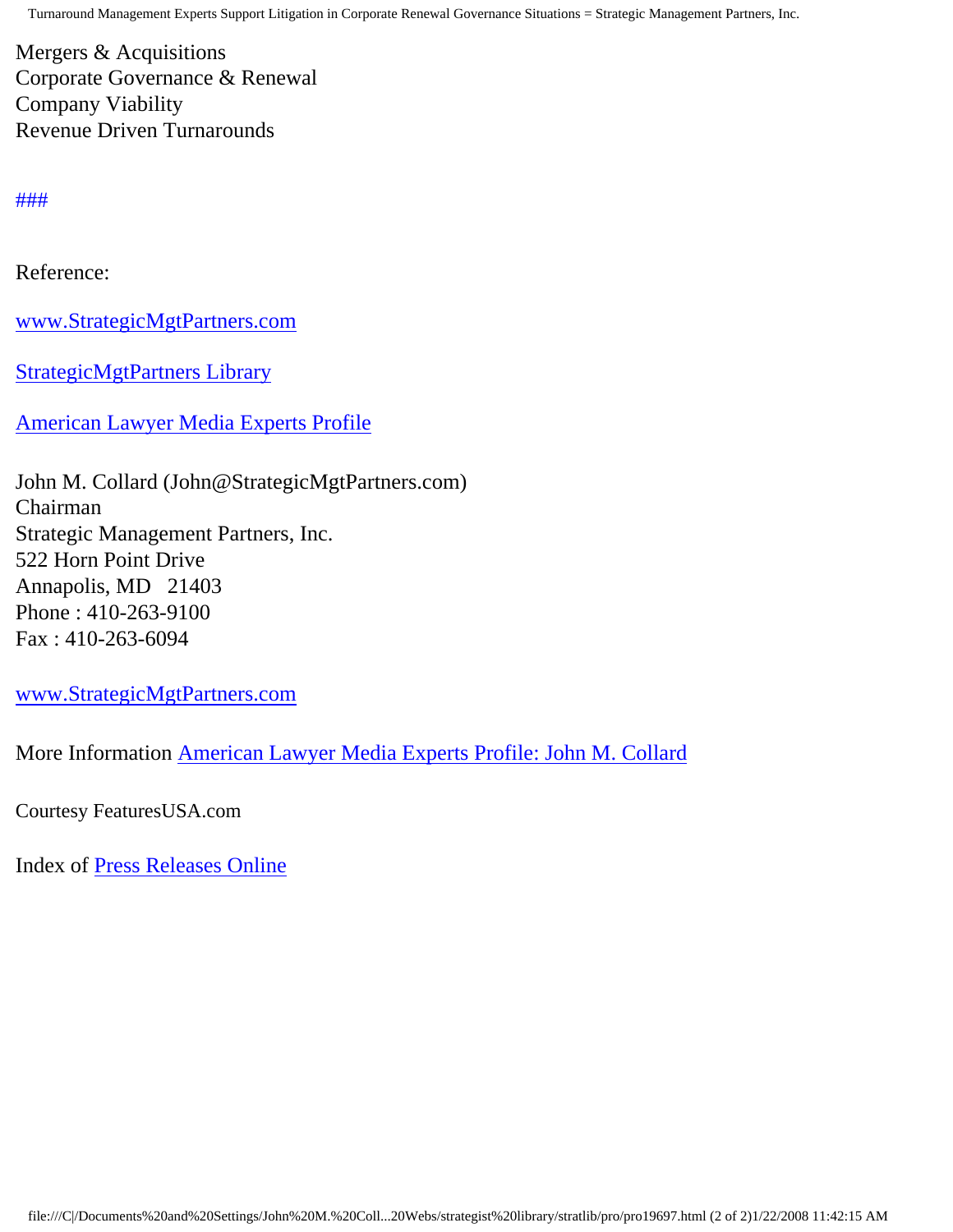Mergers & Acquisitions
Corporate Governance & Renewal
Company Viability
Revenue Driven Turnarounds

###

Reference:

www.StrategicMgtPartners.com

StrategicMgtPartners Library

American Lawyer Media Experts Profile

John M. Collard (John@StrategicMgtPartners.com)
Chairman
Strategic Management Partners, Inc.
522 Horn Point Drive
Annapolis, MD 21403
Phone : 410-263-9100
Fax : 410-263-6094

www.StrategicMgtPartners.com

More Information American Lawyer Media Experts Profile: John M. Collard

Courtesy FeaturesUSA.com

Index of Press Releases Online